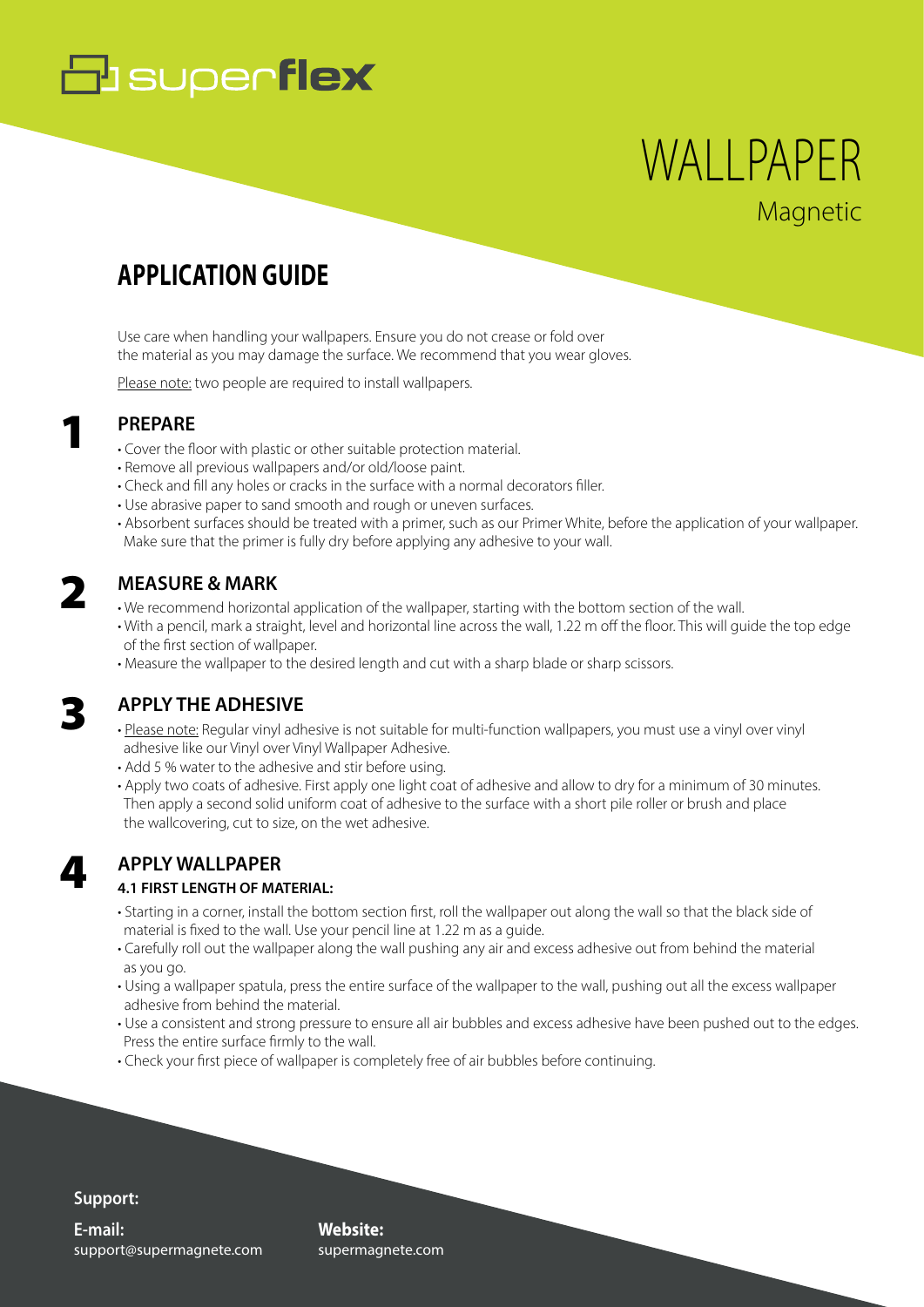superflex

# WALLPAPER

Magnetic

## APPLICATION GUIDE

Use care when handling your wallpapers. Ensure you do not crease or fold over the material as you may damage the surface. We recommend that you wear gloves.

Please note: two people are required to install wallpapers.

### 1 PREPARE

- Cover the floor with plastic or other suitable protection material.
- Remove all previous wallpapers and/or old/loose paint.
- Check and fill any holes or cracks in the surface with a normal decorators filler.
- Use abrasive paper to sand smooth and rough or uneven surfaces.
- Absorbent surfaces should be treated with a primer, such as our Primer White, before the application of your wallpaper. Make sure that the primer is fully dry before applying any adhesive to your wall.

### 2 MEASURE & MARK

- We recommend horizontal application of the wallpaper, starting with the bottom section of the wall.
- With a pencil, mark a straight, level and horizontal line across the wall, 1.22 m off the floor. This will guide the top edge of the first section of wallpaper.
- Measure the wallpaper to the desired length and cut with a sharp blade or sharp scissors.

### 3 APPLY THE ADHESIVE

- Please note: Regular vinyl adhesive is not suitable for multi-function wallpapers, you must use a vinyl over vinyl adhesive like our Vinyl over Vinyl Wallpaper Adhesive.
- Add 5 % water to the adhesive and stir before using.
- Apply two coats of adhesive. First apply one light coat of adhesive and allow to dry for a minimum of 30 minutes. Then apply a second solid uniform coat of adhesive to the surface with a short pile roller or brush and place the wallcovering, cut to size, on the wet adhesive.

### 4 APPLY WALLPAPER

#### 4.1 FIRST LENGTH OF MATERIAL:

- Starting in a corner, install the bottom section first, roll the wallpaper out along the wall so that the black side of material is fixed to the wall. Use your pencil line at 1.22 m as a guide.
- Carefully roll out the wallpaper along the wall pushing any air and excess adhesive out from behind the material as you go.
- Using a wallpaper spatula, press the entire surface of the wallpaper to the wall, pushing out all the excess wallpaper adhesive from behind the material.
- Use a consistent and strong pressure to ensure all air bubbles and excess adhesive have been pushed out to the edges. Press the entire surface firmly to the wall.
- Check your first piece of wallpaper is completely free of air bubbles before continuing.

**Support:**

**E-mail:**
support@supermagnete.com

**Website:**
supermagnete.com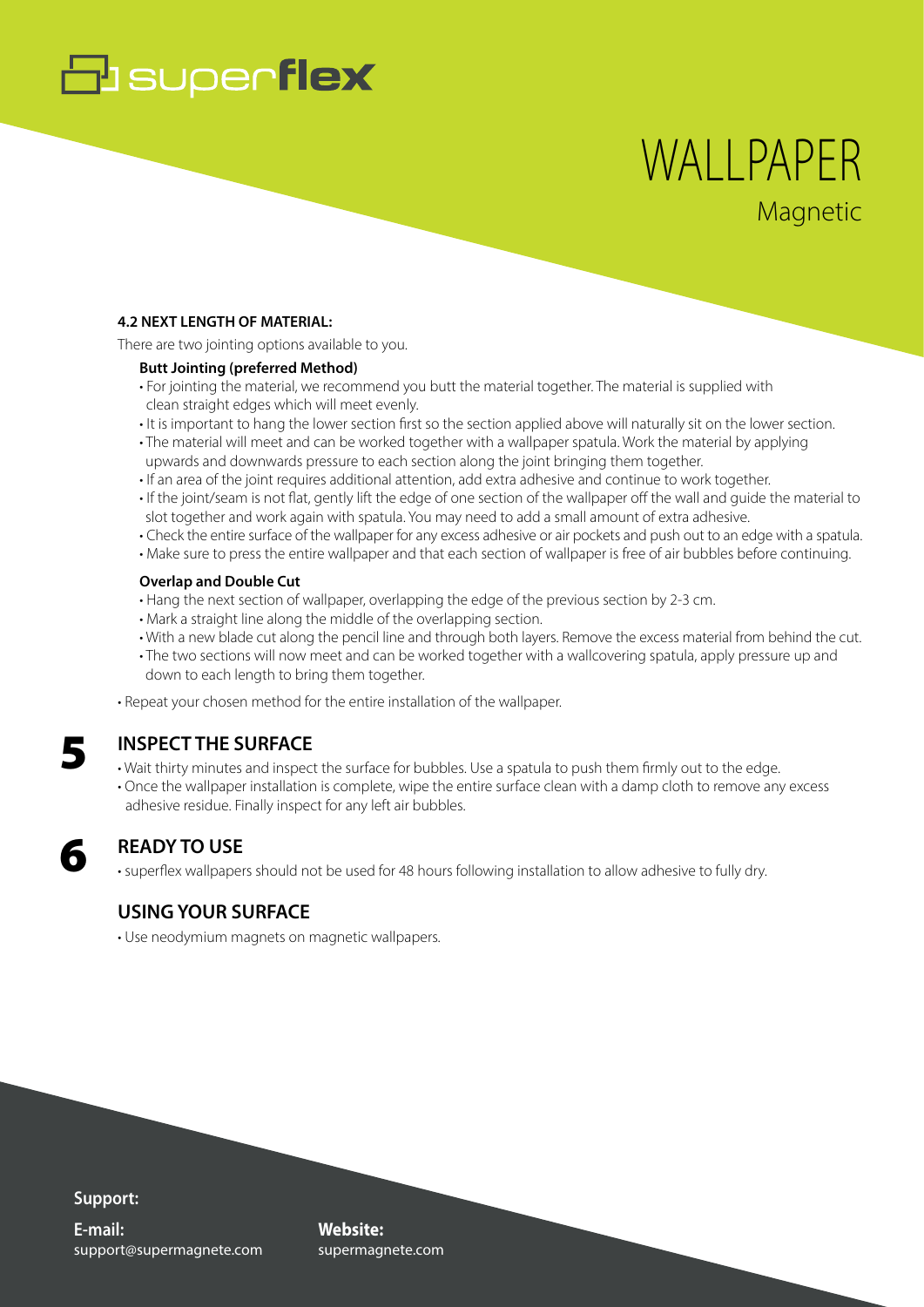# WALLPAPER

## Magnetic

### 4.2 NEXT LENGTH OF MATERIAL:

There are two jointing options available to you.

**Butt Jointing (preferred Method)**

- For jointing the material, we recommend you butt the material together. The material is supplied with clean straight edges which will meet evenly.
- It is important to hang the lower section first so the section applied above will naturally sit on the lower section.
- The material will meet and can be worked together with a wallpaper spatula. Work the material by applying upwards and downwards pressure to each section along the joint bringing them together.
- If an area of the joint requires additional attention, add extra adhesive and continue to work together.
- If the joint/seam is not flat, gently lift the edge of one section of the wallpaper off the wall and guide the material to slot together and work again with spatula. You may need to add a small amount of extra adhesive.
- Check the entire surface of the wallpaper for any excess adhesive or air pockets and push out to an edge with a spatula.
- Make sure to press the entire wallpaper and that each section of wallpaper is free of air bubbles before continuing.

**Overlap and Double Cut**

- Hang the next section of wallpaper, overlapping the edge of the previous section by 2-3 cm.
- Mark a straight line along the middle of the overlapping section.
- With a new blade cut along the pencil line and through both layers. Remove the excess material from behind the cut.
- The two sections will now meet and can be worked together with a wallcovering spatula, apply pressure up and down to each length to bring them together.

- Repeat your chosen method for the entire installation of the wallpaper.

## 5 INSPECT THE SURFACE

- Wait thirty minutes and inspect the surface for bubbles. Use a spatula to push them firmly out to the edge.
- Once the wallpaper installation is complete, wipe the entire surface clean with a damp cloth to remove any excess adhesive residue. Finally inspect for any left air bubbles.

## 6 READY TO USE

- superflex wallpapers should not be used for 48 hours following installation to allow adhesive to fully dry.

## USING YOUR SURFACE

- Use neodymium magnets on magnetic wallpapers.

**Support:**

**E-mail:**
support@supermagnete.com

**Website:**
supermagnete.com